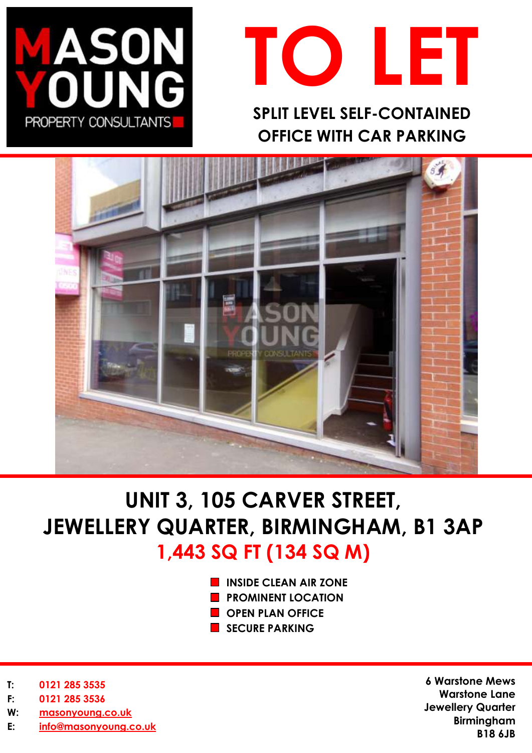MASON YOUNG
PROPERTY CONSULTANTS

# TO LET

## SPLIT LEVEL SELF-CONTAINED OFFICE WITH CAR PARKING

## UNIT 3, 105 CARVER STREET, JEWELLERY QUARTER, BIRMINGHAM, B1 3AP

## 1,443 SQ FT (134 SQ M)

- INSIDE CLEAN AIR ZONE
- PROMINENT LOCATION
- OPEN PLAN OFFICE
- SECURE PARKING

**T:** 0121 285 3535
**F:** 0121 285 3536
**W:** masonyoung.co.uk
**E:** info@masonyoung.co.uk

6 Warstone Mews
Warstone Lane
Jewellery Quarter
Birmingham
B18 6JB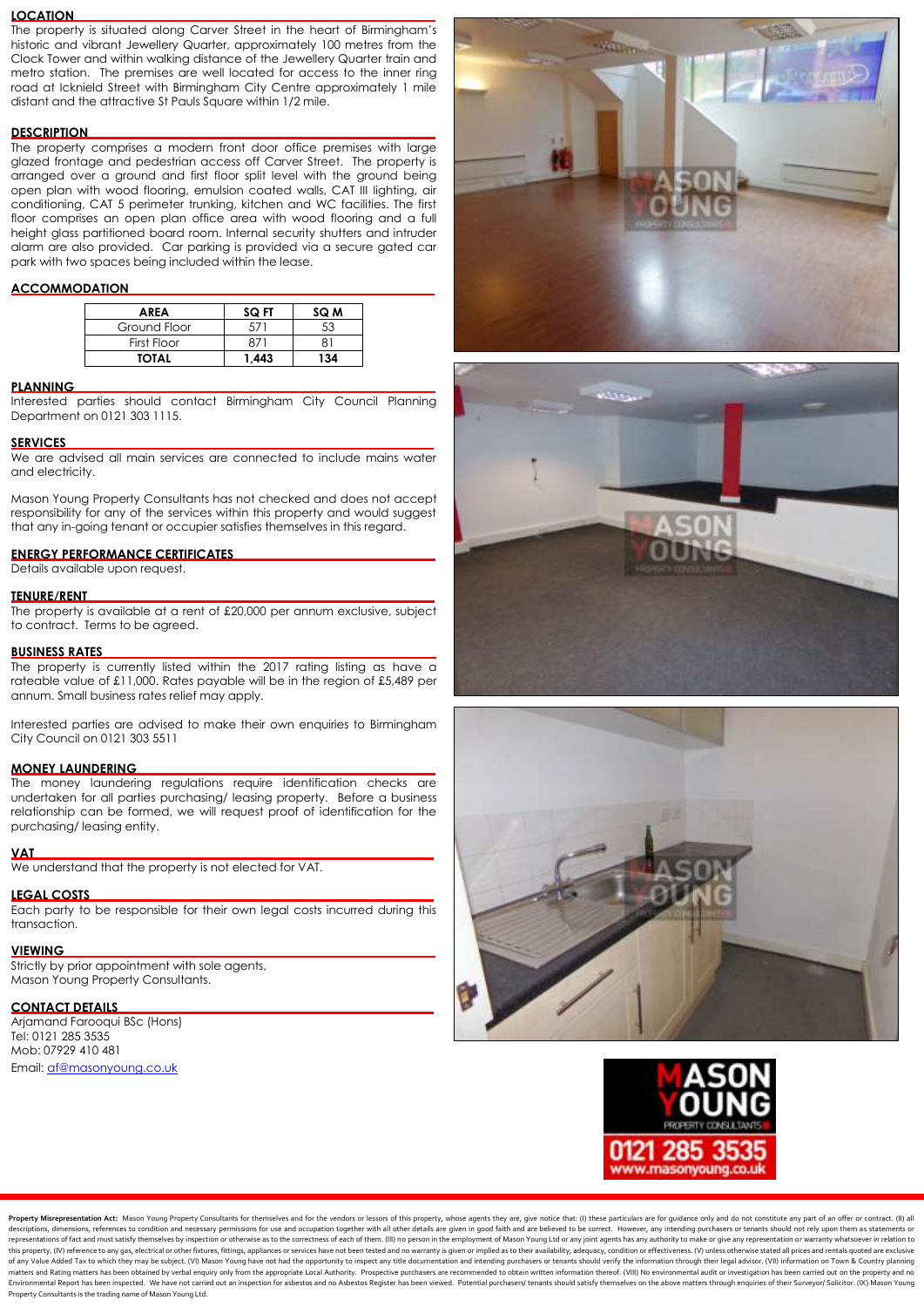## LOCATION

The property is situated along Carver Street in the heart of Birmingham's historic and vibrant Jewellery Quarter, approximately 100 metres from the Clock Tower and within walking distance of the Jewellery Quarter train and metro station. The premises are well located for access to the inner ring road at Icknield Street with Birmingham City Centre approximately 1 mile distant and the attractive St Pauls Square within 1/2 mile.

## DESCRIPTION

The property comprises a modern front door office premises with large glazed frontage and pedestrian access off Carver Street. The property is arranged over a ground and first floor split level with the ground being open plan with wood flooring, emulsion coated walls, CAT III lighting, air conditioning, CAT 5 perimeter trunking, kitchen and WC facilities. The first floor comprises an open plan office area with wood flooring and a full height glass partitioned board room. Internal security shutters and intruder alarm are also provided. Car parking is provided via a secure gated car park with two spaces being included within the lease.

## ACCOMMODATION

| AREA | SQ FT | SQ M |
|---|---|---|
| Ground Floor | 571 | 53 |
| First Floor | 871 | 81 |
| **TOTAL** | **1,443** | **134** |

## PLANNING

Interested parties should contact Birmingham City Council Planning Department on 0121 303 1115.

## SERVICES

We are advised all main services are connected to include mains water and electricity.

Mason Young Property Consultants has not checked and does not accept responsibility for any of the services within this property and would suggest that any in-going tenant or occupier satisfies themselves in this regard.

## ENERGY PERFORMANCE CERTIFICATES

Details available upon request.

## TENURE/RENT

The property is available at a rent of £20,000 per annum exclusive, subject to contract. Terms to be agreed.

## BUSINESS RATES

The property is currently listed within the 2017 rating listing as have a rateable value of £11,000. Rates payable will be in the region of £5,489 per annum. Small business rates relief may apply.

Interested parties are advised to make their own enquiries to Birmingham City Council on 0121 303 5511

## MONEY LAUNDERING

The money laundering regulations require identification checks are undertaken for all parties purchasing/ leasing property. Before a business relationship can be formed, we will request proof of identification for the purchasing/ leasing entity.

## VAT

We understand that the property is not elected for VAT.

## LEGAL COSTS

Each party to be responsible for their own legal costs incurred during this transaction.

## VIEWING

Strictly by prior appointment with sole agents,
Mason Young Property Consultants.

## CONTACT DETAILS

Arjamand Farooqui BSc (Hons)
Tel: 0121 285 3535
Mob: 07929 410 481
Email: af@masonyoung.co.uk

MASON YOUNG PROPERTY CONSULTANTS
0121 285 3535
www.masonyoung.co.uk

**Property Misrepresentation Act:** Mason Young Property Consultants for themselves and for the vendors or lessors of this property, whose agents they are, give notice that: (I) these particulars are for guidance only and do not constitute any part of an offer or contract. (II) all descriptions, dimensions, references to condition and necessary permissions for use and occupation together with all other details are given in good faith and are believed to be correct. However, any intending purchasers or tenants should not rely upon them as statements or representations of fact and must satisfy themselves by inspection or otherwise as to the correctness of each of them. (III) no person in the employment of Mason Young Ltd or any joint agents has any authority to make or give any representation or warranty whatsoever in relation to this property. (IV) reference to any gas, electrical or other fixtures, fittings, appliances or services have not been tested and no warranty is given or implied as to their availability, adequacy, condition or effectiveness. (V) unless otherwise stated all prices and rentals quoted are exclusive of any Value Added Tax to which they may be subject. (VI) Mason Young have not had the opportunity to inspect any title documentation and intending purchasers or tenants should verify the information through their legal advisor. (VII) information on Town & Country planning matters and Rating matters has been obtained by verbal enquiry only from the appropriate Local Authority. Prospective purchasers are recommended to obtain written information thereof. (VIII) No environmental audit or investigation has been carried out on the property and no Environmental Report has been inspected. We have not carried out an inspection for asbestos and no Asbestos Register has been viewed. Potential purchasers/ tenants should satisfy themselves on the above matters through enquiries of their Surveyor/ Solicitor. (IX) Mason Young Property Consultants is the trading name of Mason Young Ltd.